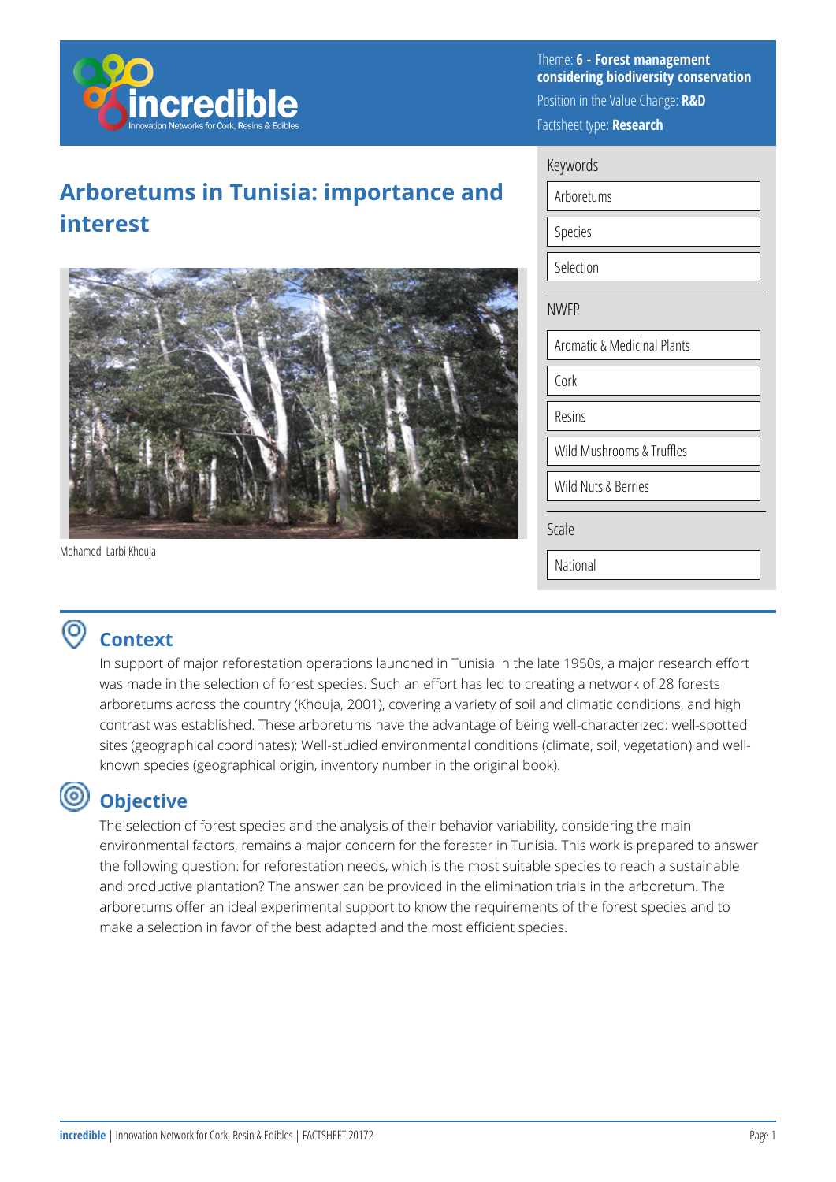Theme: **6 - Forest management considering biodiversity conservation**

Position in the Value Change: **R&D**

Factsheet type: **Research**

# Arboretums in Tunisia: importance and interest

Mohamed Larbi Khouja

**Keywords**

- Arboretums
- Species
- Selection

**NWFP**

- Aromatic & Medicinal Plants
- Cork
- Resins
- Wild Mushrooms & Truffles
- Wild Nuts & Berries

**Scale**

- National

## Context

In support of major reforestation operations launched in Tunisia in the late 1950s, a major research effort was made in the selection of forest species. Such an effort has led to creating a network of 28 forests arboretums across the country (Khouja, 2001), covering a variety of soil and climatic conditions, and high contrast was established. These arboretums have the advantage of being well-characterized: well-spotted sites (geographical coordinates); Well-studied environmental conditions (climate, soil, vegetation) and well-known species (geographical origin, inventory number in the original book).

## Objective

The selection of forest species and the analysis of their behavior variability, considering the main environmental factors, remains a major concern for the forester in Tunisia. This work is prepared to answer the following question: for reforestation needs, which is the most suitable species to reach a sustainable and productive plantation? The answer can be provided in the elimination trials in the arboretum. The arboretums offer an ideal experimental support to know the requirements of the forest species and to make a selection in favor of the best adapted and the most efficient species.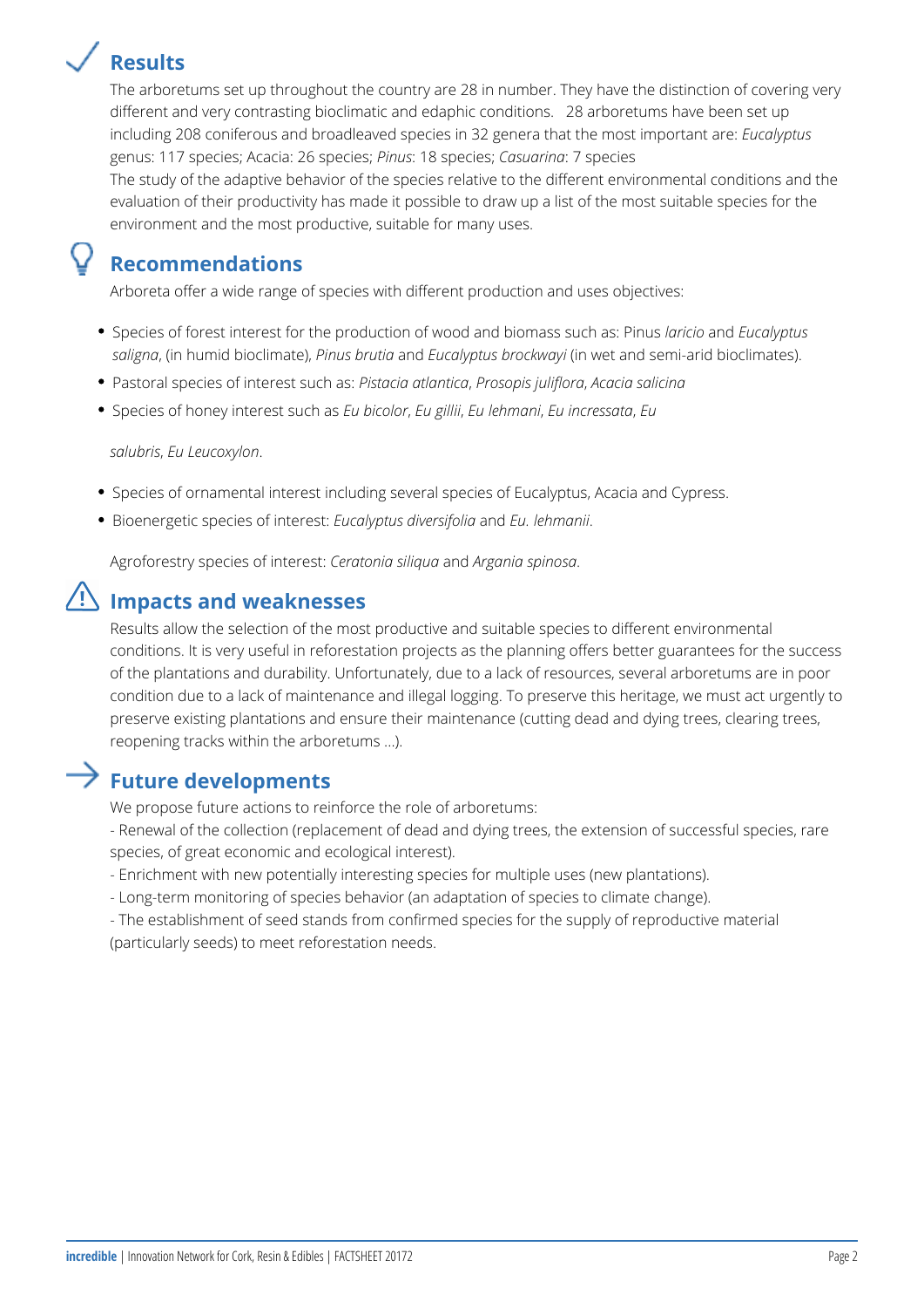## Results

The arboretums set up throughout the country are 28 in number. They have the distinction of covering very different and very contrasting bioclimatic and edaphic conditions. 28 arboretums have been set up including 208 coniferous and broadleaved species in 32 genera that the most important are: *Eucalyptus* genus: 117 species; Acacia: 26 species; *Pinus*: 18 species; *Casuarina*: 7 species

The study of the adaptive behavior of the species relative to the different environmental conditions and the evaluation of their productivity has made it possible to draw up a list of the most suitable species for the environment and the most productive, suitable for many uses.

## Recommendations

Arboreta offer a wide range of species with different production and uses objectives:

- Species of forest interest for the production of wood and biomass such as: Pinus *laricio* and *Eucalyptus saligna*, (in humid bioclimate), *Pinus brutia* and *Eucalyptus brockwayi* (in wet and semi-arid bioclimates).
- Pastoral species of interest such as: *Pistacia atlantica*, *Prosopis juliflora*, *Acacia salicina*
- Species of honey interest such as *Eu bicolor*, *Eu gillii*, *Eu lehmani*, *Eu incressata*, *Eu salubris*, *Eu Leucoxylon*.
- Species of ornamental interest including several species of Eucalyptus, Acacia and Cypress.
- Bioenergetic species of interest: *Eucalyptus diversifolia* and *Eu. lehmanii*.

Agroforestry species of interest: *Ceratonia siliqua* and *Argania spinosa*.

## Impacts and weaknesses

Results allow the selection of the most productive and suitable species to different environmental conditions. It is very useful in reforestation projects as the planning offers better guarantees for the success of the plantations and durability. Unfortunately, due to a lack of resources, several arboretums are in poor condition due to a lack of maintenance and illegal logging. To preserve this heritage, we must act urgently to preserve existing plantations and ensure their maintenance (cutting dead and dying trees, clearing trees, reopening tracks within the arboretums ...).

## Future developments

We propose future actions to reinforce the role of arboretums:

- Renewal of the collection (replacement of dead and dying trees, the extension of successful species, rare species, of great economic and ecological interest).
- Enrichment with new potentially interesting species for multiple uses (new plantations).
- Long-term monitoring of species behavior (an adaptation of species to climate change).
- The establishment of seed stands from confirmed species for the supply of reproductive material (particularly seeds) to meet reforestation needs.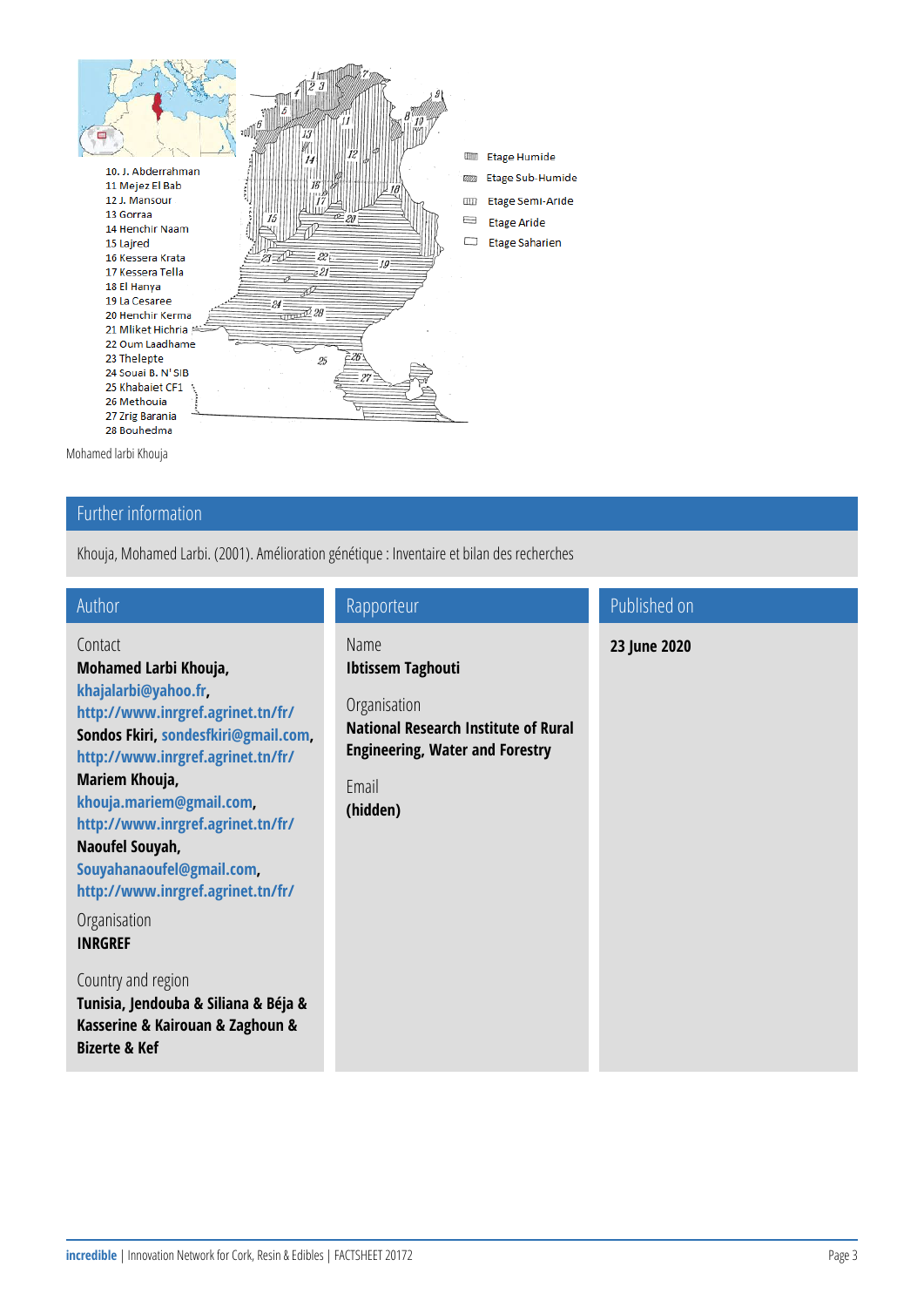10. J. Abderrahman
11 Mejez El Bab
12 J. Mansour
13 Gorraa
14 Henchir Naam
15 Lajred
16 Kessera Krata
17 Kessera Tella
18 El Hanya
19 La Cesaree
20 Henchir Kerma
21 Mliket Hichria
22 Oum Laadhame
23 Thelepte
24 Souai B. N' SIB
25 Khabaiet CF1
26 Methouia
27 Zrig Barania
28 Bouhedma

Etage Humide
Etage Sub-Humide
Etage Semi-Aride
Etage Aride
Etage Saharien

Mohamed larbi Khouja

## Further information

Khouja, Mohamed Larbi. (2001). Amélioration génétique : Inventaire et bilan des recherches

## Author

Contact

**Mohamed Larbi Khouja, khajalarbi@yahoo.fr, http://www.inrgref.agrinet.tn/fr/**
**Sondos Fkiri, sondesfkiri@gmail.com, http://www.inrgref.agrinet.tn/fr/**
**Mariem Khouja, khouja.mariem@gmail.com, http://www.inrgref.agrinet.tn/fr/**
**Naoufel Souyah, Souyahanaoufel@gmail.com, http://www.inrgref.agrinet.tn/fr/**

Organisation

**INRGREF**

Country and region

**Tunisia, Jendouba & Siliana & Béja & Kasserine & Kairouan & Zaghoun & Bizerte & Kef**

## Rapporteur

Name

**Ibtissem Taghouti**

Organisation

**National Research Institute of Rural Engineering, Water and Forestry**

Email

**(hidden)**

## Published on

**23 June 2020**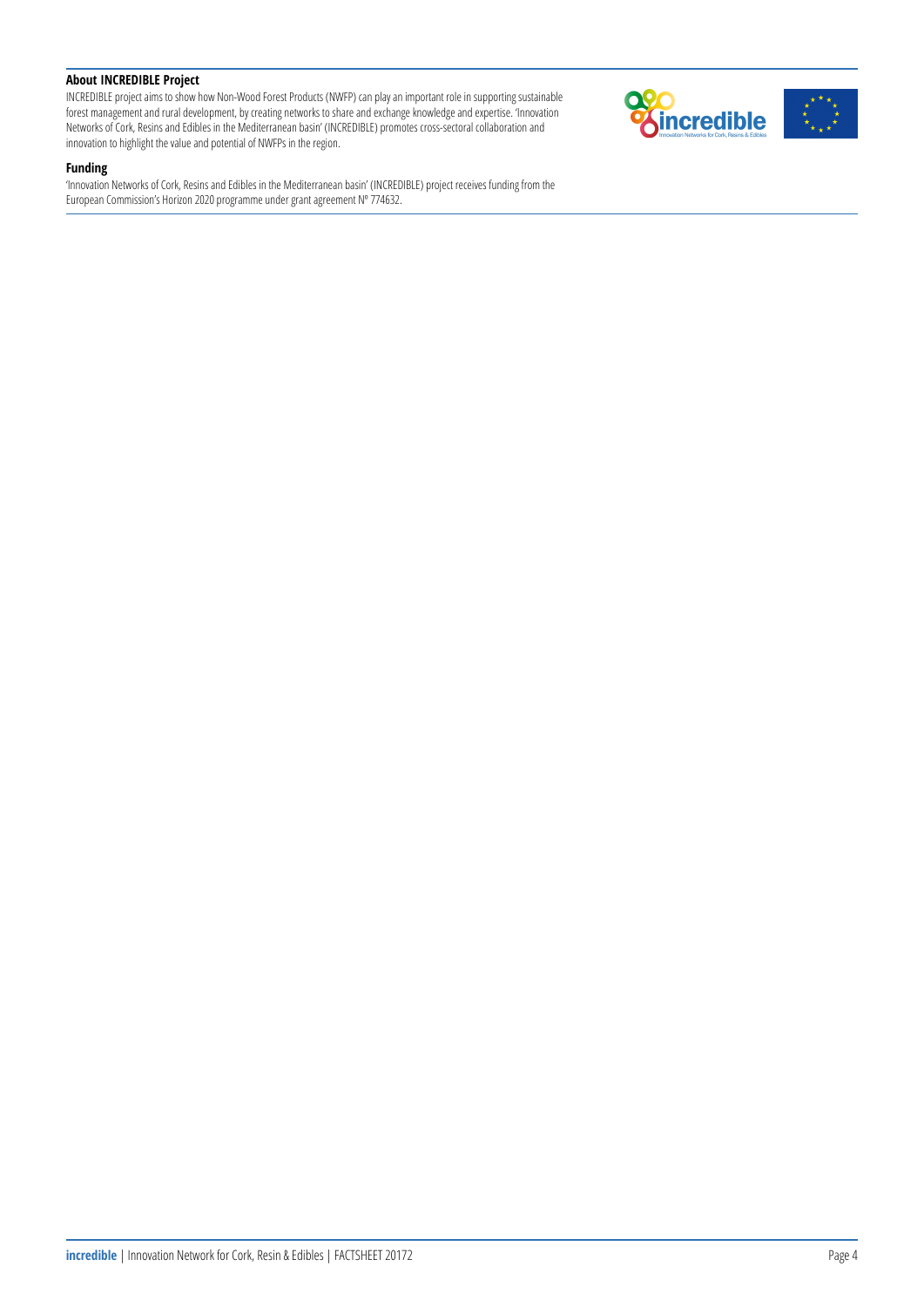### About INCREDIBLE Project

INCREDIBLE project aims to show how Non-Wood Forest Products (NWFP) can play an important role in supporting sustainable forest management and rural development, by creating networks to share and exchange knowledge and expertise. 'Innovation Networks of Cork, Resins and Edibles in the Mediterranean basin' (INCREDIBLE) promotes cross-sectoral collaboration and innovation to highlight the value and potential of NWFPs in the region.

### Funding

'Innovation Networks of Cork, Resins and Edibles in the Mediterranean basin' (INCREDIBLE) project receives funding from the European Commission's Horizon 2020 programme under grant agreement Nº 774632.